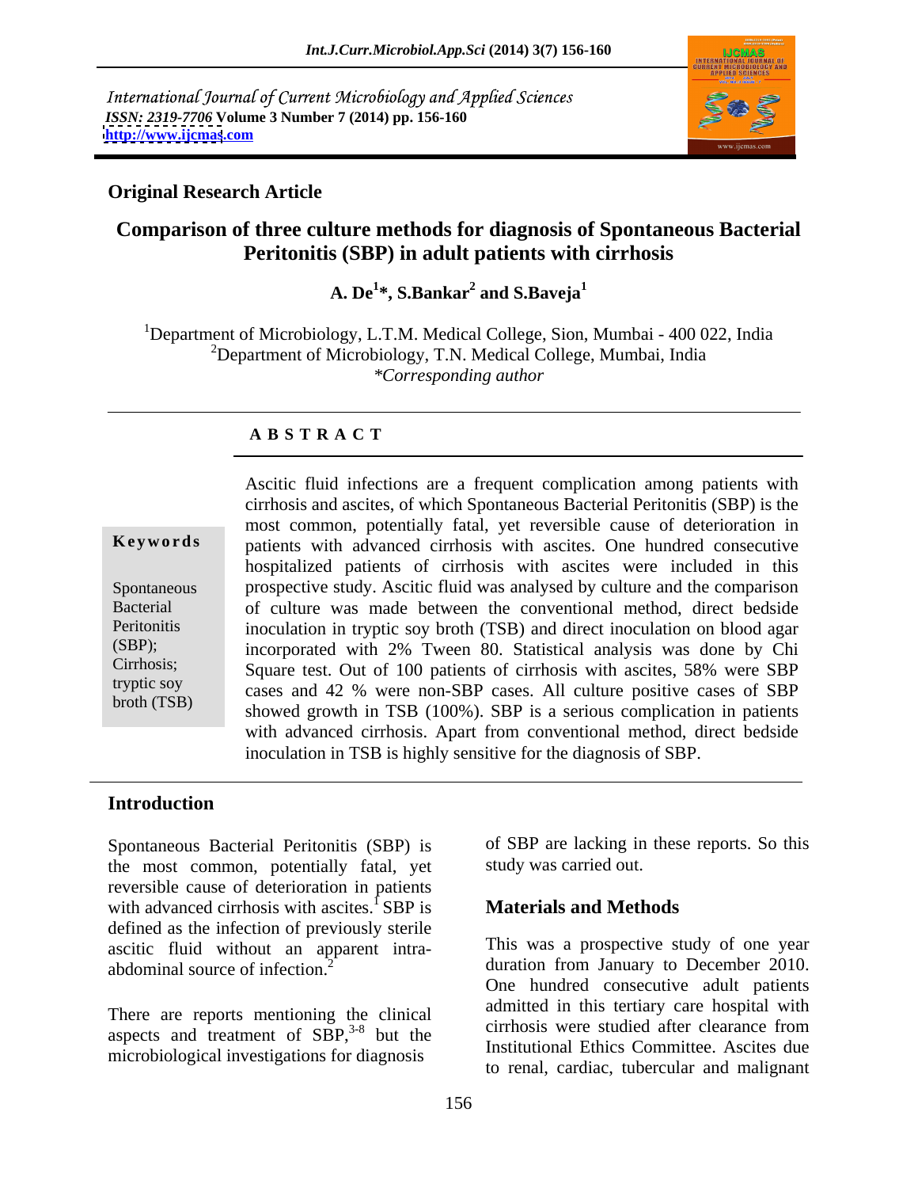International Journal of Current Microbiology and Applied Sciences
*ISSN: 2319-7706* **Volume 3 Number 7 (2014) pp. 156-160**
**http://www.ijcmas.com**

**Original Research Article**

# Comparison of three culture methods for diagnosis of Spontaneous Bacterial Peritonitis (SBP) in adult patients with cirrhosis

**A. De[1]*, S.Bankar[2] and S.Baveja[1]**

[1]Department of Microbiology, L.T.M. Medical College, Sion, Mumbai - 400 022, India
[2]Department of Microbiology, T.N. Medical College, Mumbai, India
*Corresponding author

**A B S T R A C T**

**Keywords**

Spontaneous Bacterial Peritonitis (SBP); Cirrhosis; tryptic soy broth (TSB)

Ascitic fluid infections are a frequent complication among patients with cirrhosis and ascites, of which Spontaneous Bacterial Peritonitis (SBP) is the most common, potentially fatal, yet reversible cause of deterioration in patients with advanced cirrhosis with ascites. One hundred consecutive hospitalized patients of cirrhosis with ascites were included in this prospective study. Ascitic fluid was analysed by culture and the comparison of culture was made between the conventional method, direct bedside inoculation in tryptic soy broth (TSB) and direct inoculation on blood agar incorporated with 2% Tween 80. Statistical analysis was done by Chi Square test. Out of 100 patients of cirrhosis with ascites, 58% were SBP cases and 42 % were non-SBP cases. All culture positive cases of SBP showed growth in TSB (100%). SBP is a serious complication in patients with advanced cirrhosis. Apart from conventional method, direct bedside inoculation in TSB is highly sensitive for the diagnosis of SBP.

## Introduction

Spontaneous Bacterial Peritonitis (SBP) is the most common, potentially fatal, yet reversible cause of deterioration in patients with advanced cirrhosis with ascites.[1] SBP is defined as the infection of previously sterile ascitic fluid without an apparent intra-abdominal source of infection.[2]

There are reports mentioning the clinical aspects and treatment of SBP,[3-8] but the microbiological investigations for diagnosis of SBP are lacking in these reports. So this study was carried out.

## Materials and Methods

This was a prospective study of one year duration from January to December 2010. One hundred consecutive adult patients admitted in this tertiary care hospital with cirrhosis were studied after clearance from Institutional Ethics Committee. Ascites due to renal, cardiac, tubercular and malignant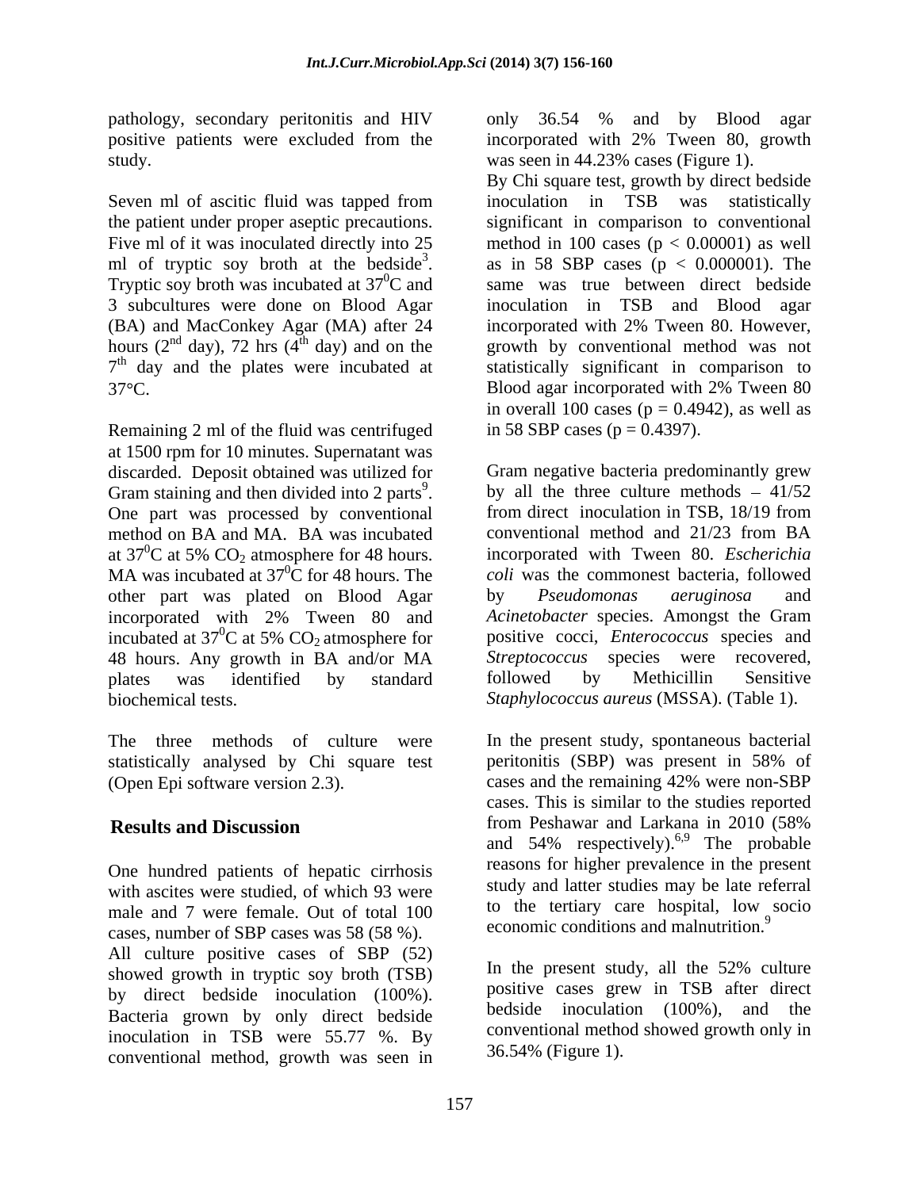pathology, secondary peritonitis and HIV positive patients were excluded from the study.

Seven ml of ascitic fluid was tapped from the patient under proper aseptic precautions. Five ml of it was inoculated directly into 25 ml of tryptic soy broth at the bedside[3]. Tryptic soy broth was incubated at $37^0$C and 3 subcultures were done on Blood Agar (BA) and MacConkey Agar (MA) after 24 hours ($2^{nd}$ day), 72 hrs ($4^{th}$ day) and on the $7^{th}$ day and the plates were incubated at 37°C.

Remaining 2 ml of the fluid was centrifuged at 1500 rpm for 10 minutes. Supernatant was discarded. Deposit obtained was utilized for Gram staining and then divided into 2 parts[9]. One part was processed by conventional method on BA and MA. BA was incubated at $37^0$C at 5% $CO_2$ atmosphere for 48 hours. MA was incubated at $37^0$C for 48 hours. The other part was plated on Blood Agar incorporated with 2% Tween 80 and incubated at $37^0$C at 5% $CO_2$ atmosphere for 48 hours. Any growth in BA and/or MA plates was identified by standard biochemical tests.

The three methods of culture were statistically analysed by Chi square test (Open Epi software version 2.3).

## Results and Discussion

One hundred patients of hepatic cirrhosis with ascites were studied, of which 93 were male and 7 were female. Out of total 100 cases, number of SBP cases was 58 (58 %).

All culture positive cases of SBP (52) showed growth in tryptic soy broth (TSB) by direct bedside inoculation (100%). Bacteria grown by only direct bedside inoculation in TSB were 55.77 %. By conventional method, growth was seen in only 36.54 % and by Blood agar incorporated with 2% Tween 80, growth was seen in 44.23% cases (Figure 1).

By Chi square test, growth by direct bedside inoculation in TSB was statistically significant in comparison to conventional method in 100 cases ($p < 0.00001$) as well as in 58 SBP cases ($p < 0.000001$). The same was true between direct bedside inoculation in TSB and Blood agar incorporated with 2% Tween 80. However, growth by conventional method was not statistically significant in comparison to Blood agar incorporated with 2% Tween 80 in overall 100 cases ($p = 0.4942$), as well as in 58 SBP cases ($p = 0.4397$).

Gram negative bacteria predominantly grew by all the three culture methods – 41/52 from direct inoculation in TSB, 18/19 from conventional method and 21/23 from BA incorporated with Tween 80. *Escherichia coli* was the commonest bacteria, followed by *Pseudomonas aeruginosa* and *Acinetobacter* species. Amongst the Gram positive cocci, *Enterococcus* species and *Streptococcus* species were recovered, followed by Methicillin Sensitive *Staphylococcus aureus* (MSSA). (Table 1).

In the present study, spontaneous bacterial peritonitis (SBP) was present in 58% of cases and the remaining 42% were non-SBP cases. This is similar to the studies reported from Peshawar and Larkana in 2010 (58% and 54% respectively).[6,9] The probable reasons for higher prevalence in the present study and latter studies may be late referral to the tertiary care hospital, low socio economic conditions and malnutrition.[9]

In the present study, all the 52% culture positive cases grew in TSB after direct bedside inoculation (100%), and the conventional method showed growth only in 36.54% (Figure 1).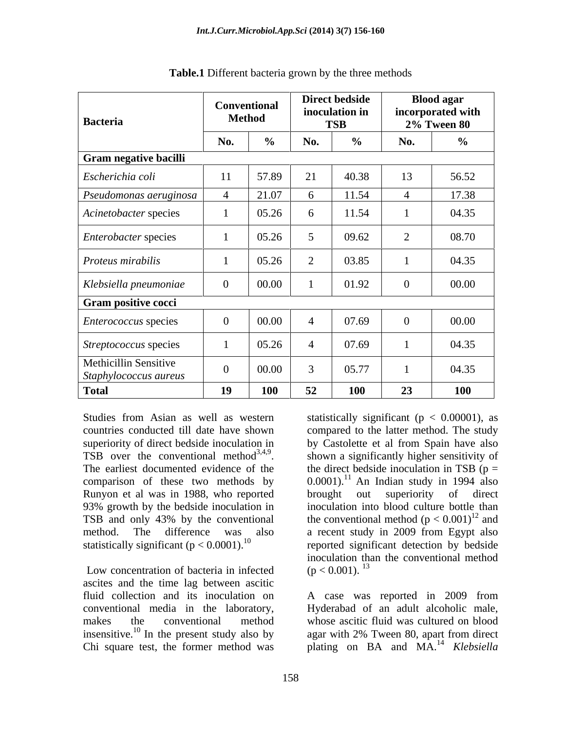**Table.1** Different bacteria grown by the three methods

| Bacteria | Conventional Method | | Direct bedside inoculation in TSB | | Blood agar incorporated with 2% Tween 80 | |
|---|---|---|---|---|---|---|
| | No. | % | No. | % | No. | % |
| **Gram negative bacilli** | | | | | | |
| *Escherichia coli* | 11 | 57.89 | 21 | 40.38 | 13 | 56.52 |
| *Pseudomonas aeruginosa* | 4 | 21.07 | 6 | 11.54 | 4 | 17.38 |
| *Acinetobacter* species | 1 | 05.26 | 6 | 11.54 | 1 | 04.35 |
| *Enterobacter* species | 1 | 05.26 | 5 | 09.62 | 2 | 08.70 |
| *Proteus mirabilis* | 1 | 05.26 | 2 | 03.85 | 1 | 04.35 |
| *Klebsiella pneumoniae* | 0 | 00.00 | 1 | 01.92 | 0 | 00.00 |
| **Gram positive cocci** | | | | | | |
| *Enterococcus* species | 0 | 00.00 | 4 | 07.69 | 0 | 00.00 |
| *Streptococcus* species | 1 | 05.26 | 4 | 07.69 | 1 | 04.35 |
| Methicillin Sensitive *Staphylococcus aureus* | 0 | 00.00 | 3 | 05.77 | 1 | 04.35 |
| **Total** | **19** | **100** | **52** | **100** | **23** | **100** |

Studies from Asian as well as western countries conducted till date have shown superiority of direct bedside inoculation in TSB over the conventional method[3,4,9]. The earliest documented evidence of the comparison of these two methods by Runyon et al was in 1988, who reported 93% growth by the bedside inoculation in TSB and only 43% by the conventional method. The difference was also statistically significant ($p < 0.0001$).[10]

Low concentration of bacteria in infected ascites and the time lag between ascitic fluid collection and its inoculation on conventional media in the laboratory, makes the conventional method insensitive.[10] In the present study also by Chi square test, the former method was statistically significant ($p < 0.00001$), as compared to the latter method. The study by Castolette et al from Spain have also shown a significantly higher sensitivity of the direct bedside inoculation in TSB ($p = 0.0001$).[11] An Indian study in 1994 also brought out superiority of direct inoculation into blood culture bottle than the conventional method ($p < 0.001$)[12] and a recent study in 2009 from Egypt also reported significant detection by bedside inoculation than the conventional method ($p < 0.001$).[13]

A case was reported in 2009 from Hyderabad of an adult alcoholic male, whose ascitic fluid was cultured on blood agar with 2% Tween 80, apart from direct plating on BA and MA.[14] *Klebsiella*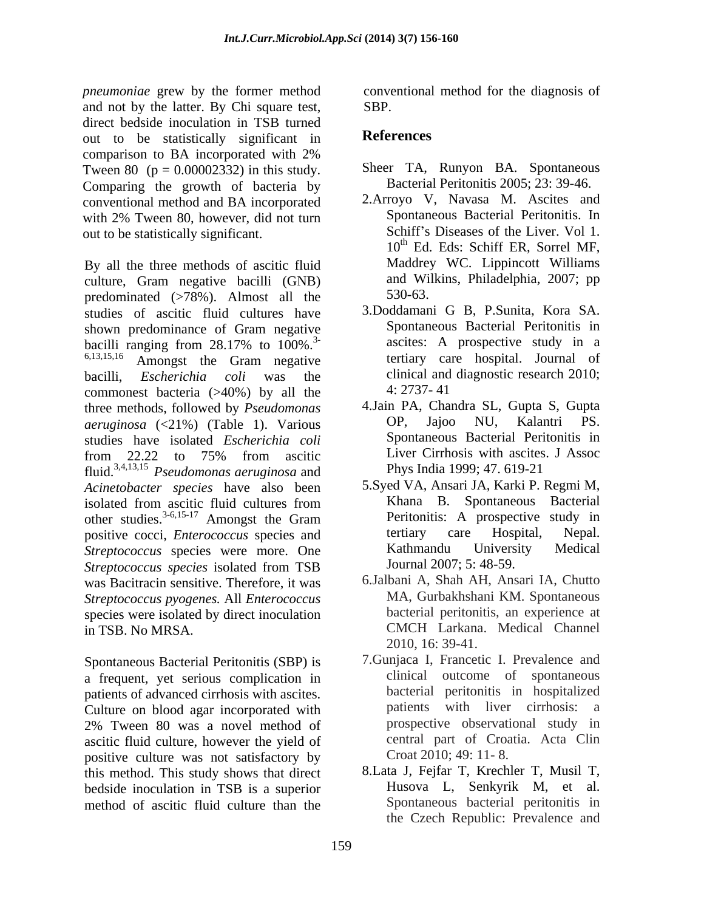*pneumoniae* grew by the former method and not by the latter. By Chi square test, direct bedside inoculation in TSB turned out to be statistically significant in comparison to BA incorporated with 2% Tween 80 ($p = 0.00002332$) in this study. Comparing the growth of bacteria by conventional method and BA incorporated with 2% Tween 80, however, did not turn out to be statistically significant.

By all the three methods of ascitic fluid culture, Gram negative bacilli (GNB) predominated (>78%). Almost all the studies of ascitic fluid cultures have shown predominance of Gram negative bacilli ranging from 28.17% to 100%.[3-6,13,15,16] Amongst the Gram negative bacilli, *Escherichia coli* was the commonest bacteria (>40%) by all the three methods, followed by *Pseudomonas aeruginosa* (<21%) (Table 1). Various studies have isolated *Escherichia coli* from 22.22 to 75% from ascitic fluid.[3,4,13,15] *Pseudomonas aeruginosa* and *Acinetobacter species* have also been isolated from ascitic fluid cultures from other studies.[3-6,15-17] Amongst the Gram positive cocci, *Enterococcus* species and *Streptococcus* species were more. One *Streptococcus species* isolated from TSB was Bacitracin sensitive. Therefore, it was *Streptococcus pyogenes.* All *Enterococcus* species were isolated by direct inoculation in TSB. No MRSA.

Spontaneous Bacterial Peritonitis (SBP) is a frequent, yet serious complication in patients of advanced cirrhosis with ascites. Culture on blood agar incorporated with 2% Tween 80 was a novel method of ascitic fluid culture, however the yield of positive culture was not satisfactory by this method. This study shows that direct bedside inoculation in TSB is a superior method of ascitic fluid culture than the conventional method for the diagnosis of SBP.

## References

Sheer TA, Runyon BA. Spontaneous Bacterial Peritonitis 2005; 23: 39-46.

2.Arroyo V, Navasa M. Ascites and Spontaneous Bacterial Peritonitis. In Schiff's Diseases of the Liver. Vol 1. 10th Ed. Eds: Schiff ER, Sorrel MF, Maddrey WC. Lippincott Williams and Wilkins, Philadelphia, 2007; pp 530-63.

3.Doddamani G B, P.Sunita, Kora SA. Spontaneous Bacterial Peritonitis in ascites: A prospective study in a tertiary care hospital. Journal of clinical and diagnostic research 2010; 4: 2737- 41

4.Jain PA, Chandra SL, Gupta S, Gupta OP, Jajoo NU, Kalantri PS. Spontaneous Bacterial Peritonitis in Liver Cirrhosis with ascites. J Assoc Phys India 1999; 47. 619-21

5.Syed VA, Ansari JA, Karki P. Regmi M, Khana B. Spontaneous Bacterial Peritonitis: A prospective study in tertiary care Hospital, Nepal. Kathmandu University Medical Journal 2007; 5: 48-59.

6.Jalbani A, Shah AH, Ansari IA, Chutto MA, Gurbakhshani KM. Spontaneous bacterial peritonitis, an experience at CMCH Larkana. Medical Channel 2010, 16: 39-41.

7.Gunjaca I, Francetic I. Prevalence and clinical outcome of spontaneous bacterial peritonitis in hospitalized patients with liver cirrhosis: a prospective observational study in central part of Croatia. Acta Clin Croat 2010; 49: 11- 8.

8.Lata J, Fejfar T, Krechler T, Musil T, Husova L, Senkyrik M, et al. Spontaneous bacterial peritonitis in the Czech Republic: Prevalence and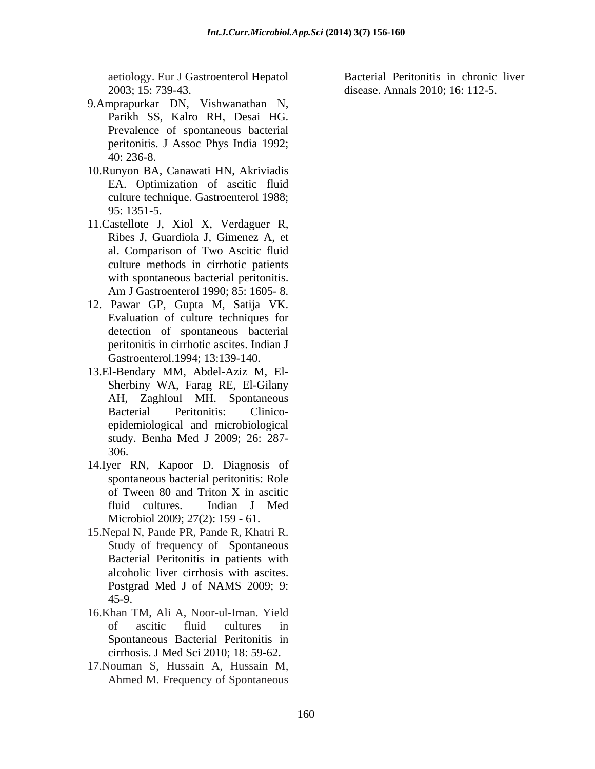aetiology. Eur J Gastroenterol Hepatol 2003; 15: 739-43.

9. Amprapurkar DN, Vishwanathan N, Parikh SS, Kalro RH, Desai HG. Prevalence of spontaneous bacterial peritonitis. J Assoc Phys India 1992; 40: 236-8.
10. Runyon BA, Canawati HN, Akriviadis EA. Optimization of ascitic fluid culture technique. Gastroenterol 1988; 95: 1351-5.
11. Castellote J, Xiol X, Verdaguer R, Ribes J, Guardiola J, Gimenez A, et al. Comparison of Two Ascitic fluid culture methods in cirrhotic patients with spontaneous bacterial peritonitis. Am J Gastroenterol 1990; 85: 1605- 8.
12. Pawar GP, Gupta M, Satija VK. Evaluation of culture techniques for detection of spontaneous bacterial peritonitis in cirrhotic ascites. Indian J Gastroenterol.1994; 13:139-140.
13. El-Bendary MM, Abdel-Aziz M, El-Sherbiny WA, Farag RE, El-Gilany AH, Zaghloul MH. Spontaneous Bacterial Peritonitis: Clinico-epidemiological and microbiological study. Benha Med J 2009; 26: 287-306.
14. Iyer RN, Kapoor D. Diagnosis of spontaneous bacterial peritonitis: Role of Tween 80 and Triton X in ascitic fluid cultures. Indian J Med Microbiol 2009; 27(2): 159 - 61.
15. Nepal N, Pande PR, Pande R, Khatri R. Study of frequency of Spontaneous Bacterial Peritonitis in patients with alcoholic liver cirrhosis with ascites. Postgrad Med J of NAMS 2009; 9: 45-9.
16. Khan TM, Ali A, Noor-ul-Iman. Yield of ascitic fluid cultures in Spontaneous Bacterial Peritonitis in cirrhosis. J Med Sci 2010; 18: 59-62.
17. Nouman S, Hussain A, Hussain M, Ahmed M. Frequency of Spontaneous Bacterial Peritonitis in chronic liver disease. Annals 2010; 16: 112-5.